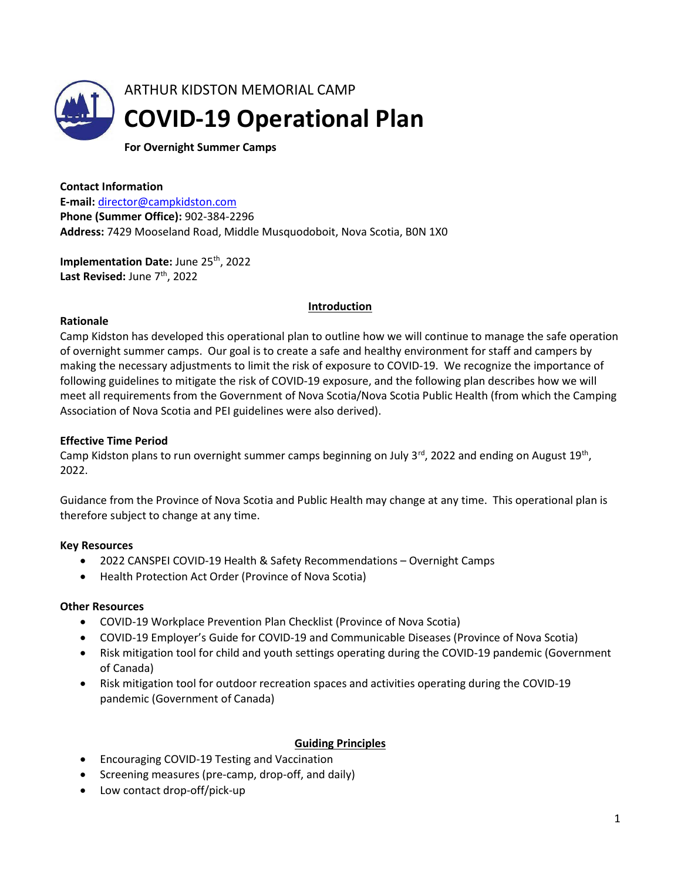ARTHUR KIDSTON MEMORIAL CAMP

# COVID-19 Operational Plan

**For Overnight Summer Camps**

**Contact Information**
**E-mail:** director@campkidston.com
**Phone (Summer Office):** 902-384-2296
**Address:** 7429 Mooseland Road, Middle Musquodoboit, Nova Scotia, B0N 1X0

**Implementation Date:** June 25th, 2022
**Last Revised:** June 7th, 2022

## Introduction

**Rationale**

Camp Kidston has developed this operational plan to outline how we will continue to manage the safe operation of overnight summer camps. Our goal is to create a safe and healthy environment for staff and campers by making the necessary adjustments to limit the risk of exposure to COVID-19. We recognize the importance of following guidelines to mitigate the risk of COVID-19 exposure, and the following plan describes how we will meet all requirements from the Government of Nova Scotia/Nova Scotia Public Health (from which the Camping Association of Nova Scotia and PEI guidelines were also derived).

**Effective Time Period**

Camp Kidston plans to run overnight summer camps beginning on July 3rd, 2022 and ending on August 19th, 2022.

Guidance from the Province of Nova Scotia and Public Health may change at any time. This operational plan is therefore subject to change at any time.

**Key Resources**

- 2022 CANSPEI COVID-19 Health & Safety Recommendations – Overnight Camps
- Health Protection Act Order (Province of Nova Scotia)

**Other Resources**

- COVID-19 Workplace Prevention Plan Checklist (Province of Nova Scotia)
- COVID-19 Employer's Guide for COVID-19 and Communicable Diseases (Province of Nova Scotia)
- Risk mitigation tool for child and youth settings operating during the COVID-19 pandemic (Government of Canada)
- Risk mitigation tool for outdoor recreation spaces and activities operating during the COVID-19 pandemic (Government of Canada)

## Guiding Principles

- Encouraging COVID-19 Testing and Vaccination
- Screening measures (pre-camp, drop-off, and daily)
- Low contact drop-off/pick-up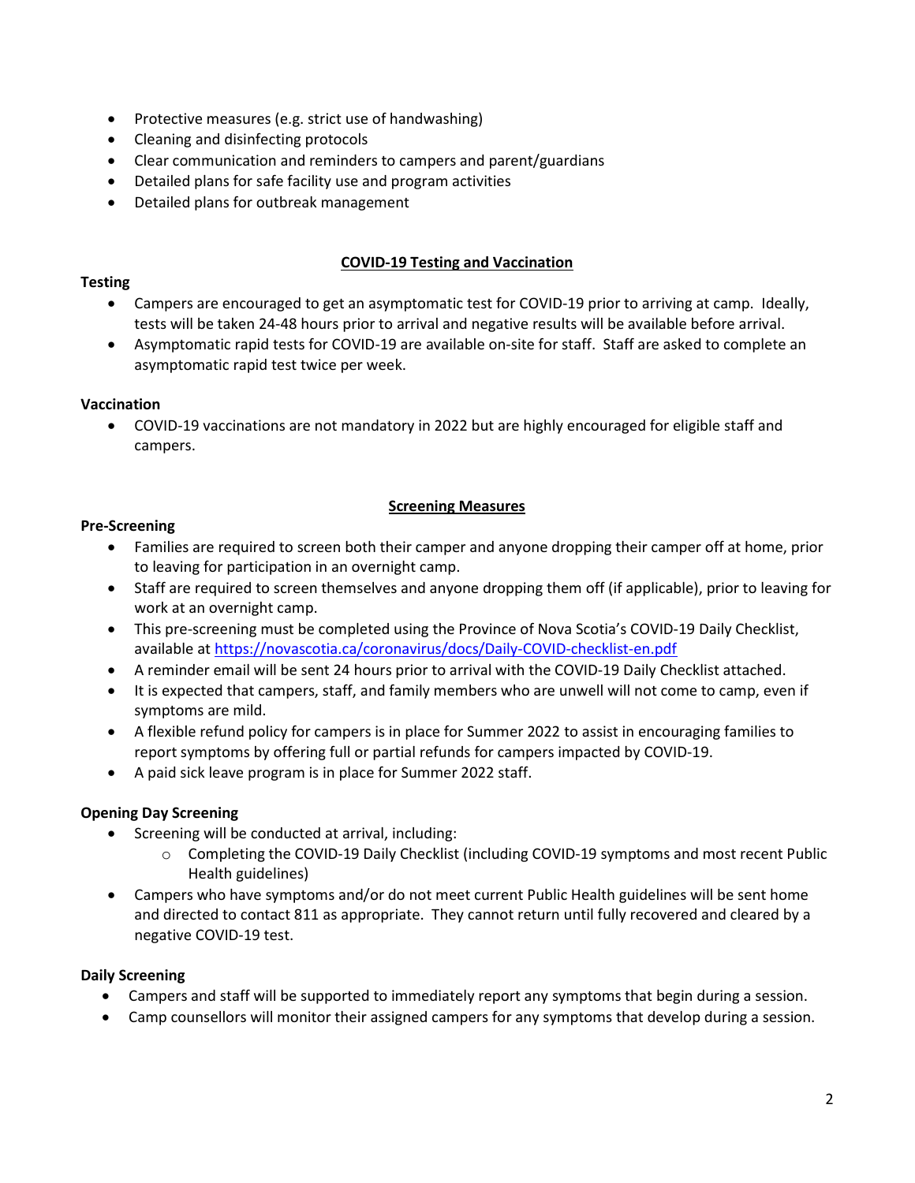- Protective measures (e.g. strict use of handwashing)
- Cleaning and disinfecting protocols
- Clear communication and reminders to campers and parent/guardians
- Detailed plans for safe facility use and program activities
- Detailed plans for outbreak management

## COVID-19 Testing and Vaccination

**Testing**

- Campers are encouraged to get an asymptomatic test for COVID-19 prior to arriving at camp. Ideally, tests will be taken 24-48 hours prior to arrival and negative results will be available before arrival.
- Asymptomatic rapid tests for COVID-19 are available on-site for staff. Staff are asked to complete an asymptomatic rapid test twice per week.

**Vaccination**

- COVID-19 vaccinations are not mandatory in 2022 but are highly encouraged for eligible staff and campers.

## Screening Measures

**Pre-Screening**

- Families are required to screen both their camper and anyone dropping their camper off at home, prior to leaving for participation in an overnight camp.
- Staff are required to screen themselves and anyone dropping them off (if applicable), prior to leaving for work at an overnight camp.
- This pre-screening must be completed using the Province of Nova Scotia's COVID-19 Daily Checklist, available at [https://novascotia.ca/coronavirus/docs/Daily-COVID-checklist-en.pdf](https://novascotia.ca/coronavirus/docs/Daily-COVID-checklist-en.pdf)
- A reminder email will be sent 24 hours prior to arrival with the COVID-19 Daily Checklist attached.
- It is expected that campers, staff, and family members who are unwell will not come to camp, even if symptoms are mild.
- A flexible refund policy for campers is in place for Summer 2022 to assist in encouraging families to report symptoms by offering full or partial refunds for campers impacted by COVID-19.
- A paid sick leave program is in place for Summer 2022 staff.

**Opening Day Screening**

- Screening will be conducted at arrival, including:
  - Completing the COVID-19 Daily Checklist (including COVID-19 symptoms and most recent Public Health guidelines)
- Campers who have symptoms and/or do not meet current Public Health guidelines will be sent home and directed to contact 811 as appropriate. They cannot return until fully recovered and cleared by a negative COVID-19 test.

**Daily Screening**

- Campers and staff will be supported to immediately report any symptoms that begin during a session.
- Camp counsellors will monitor their assigned campers for any symptoms that develop during a session.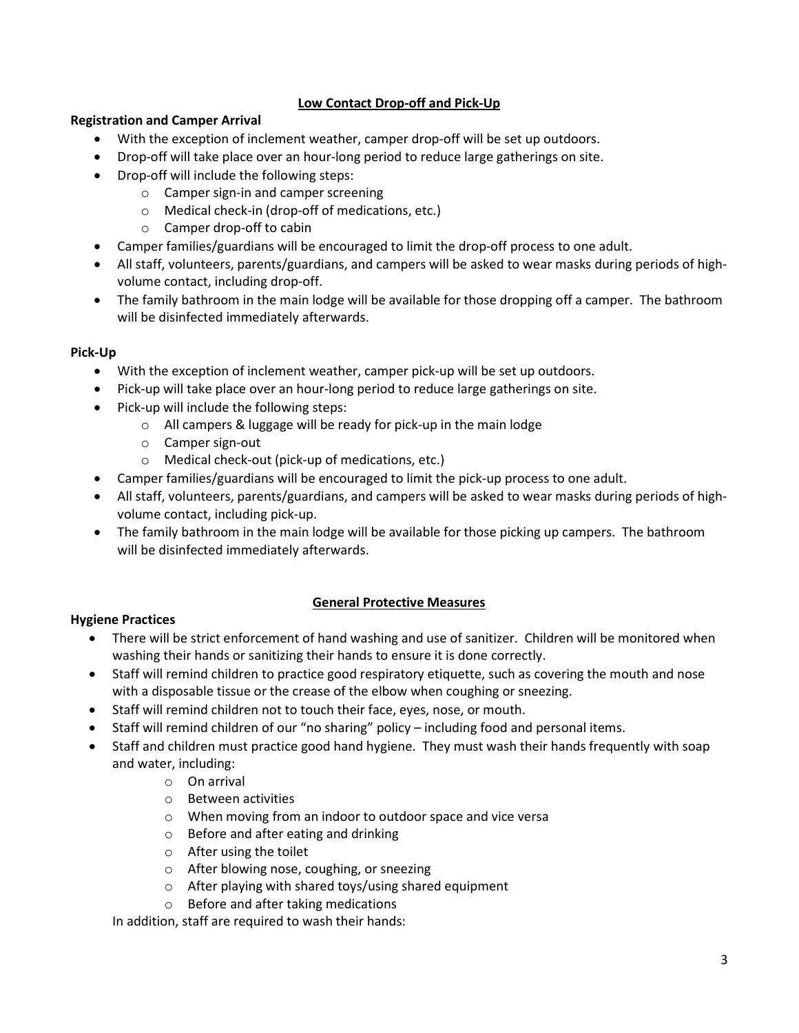## Low Contact Drop-off and Pick-Up

### Registration and Camper Arrival

- With the exception of inclement weather, camper drop-off will be set up outdoors.
- Drop-off will take place over an hour-long period to reduce large gatherings on site.
- Drop-off will include the following steps:
  - Camper sign-in and camper screening
  - Medical check-in (drop-off of medications, etc.)
  - Camper drop-off to cabin
- Camper families/guardians will be encouraged to limit the drop-off process to one adult.
- All staff, volunteers, parents/guardians, and campers will be asked to wear masks during periods of high-volume contact, including drop-off.
- The family bathroom in the main lodge will be available for those dropping off a camper. The bathroom will be disinfected immediately afterwards.

### Pick-Up

- With the exception of inclement weather, camper pick-up will be set up outdoors.
- Pick-up will take place over an hour-long period to reduce large gatherings on site.
- Pick-up will include the following steps:
  - All campers & luggage will be ready for pick-up in the main lodge
  - Camper sign-out
  - Medical check-out (pick-up of medications, etc.)
- Camper families/guardians will be encouraged to limit the pick-up process to one adult.
- All staff, volunteers, parents/guardians, and campers will be asked to wear masks during periods of high-volume contact, including pick-up.
- The family bathroom in the main lodge will be available for those picking up campers. The bathroom will be disinfected immediately afterwards.

## General Protective Measures

### Hygiene Practices

- There will be strict enforcement of hand washing and use of sanitizer. Children will be monitored when washing their hands or sanitizing their hands to ensure it is done correctly.
- Staff will remind children to practice good respiratory etiquette, such as covering the mouth and nose with a disposable tissue or the crease of the elbow when coughing or sneezing.
- Staff will remind children not to touch their face, eyes, nose, or mouth.
- Staff will remind children of our "no sharing" policy – including food and personal items.
- Staff and children must practice good hand hygiene. They must wash their hands frequently with soap and water, including:
  - On arrival
  - Between activities
  - When moving from an indoor to outdoor space and vice versa
  - Before and after eating and drinking
  - After using the toilet
  - After blowing nose, coughing, or sneezing
  - After playing with shared toys/using shared equipment
  - Before and after taking medications

In addition, staff are required to wash their hands: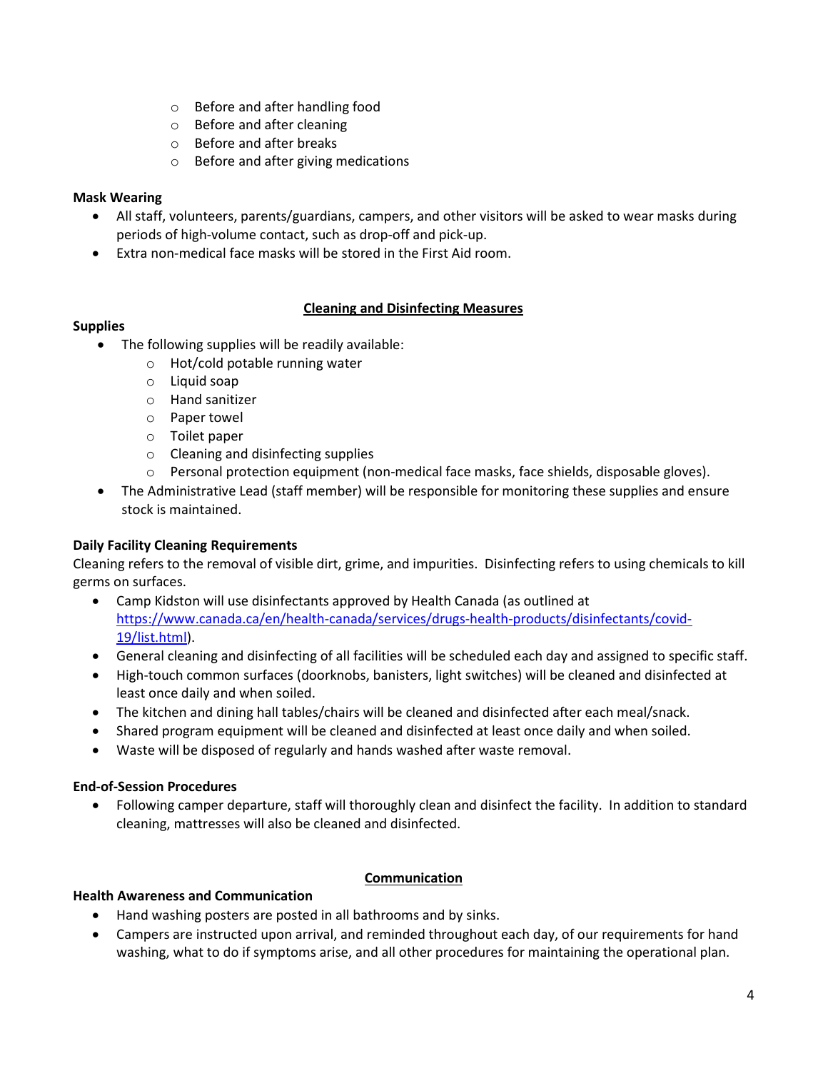- Before and after handling food
- Before and after cleaning
- Before and after breaks
- Before and after giving medications

**Mask Wearing**

- All staff, volunteers, parents/guardians, campers, and other visitors will be asked to wear masks during periods of high-volume contact, such as drop-off and pick-up.
- Extra non-medical face masks will be stored in the First Aid room.

## Cleaning and Disinfecting Measures

**Supplies**

- The following supplies will be readily available:
  - Hot/cold potable running water
  - Liquid soap
  - Hand sanitizer
  - Paper towel
  - Toilet paper
  - Cleaning and disinfecting supplies
  - Personal protection equipment (non-medical face masks, face shields, disposable gloves).
- The Administrative Lead (staff member) will be responsible for monitoring these supplies and ensure stock is maintained.

**Daily Facility Cleaning Requirements**

Cleaning refers to the removal of visible dirt, grime, and impurities. Disinfecting refers to using chemicals to kill germs on surfaces.

- Camp Kidston will use disinfectants approved by Health Canada (as outlined at https://www.canada.ca/en/health-canada/services/drugs-health-products/disinfectants/covid-19/list.html).
- General cleaning and disinfecting of all facilities will be scheduled each day and assigned to specific staff.
- High-touch common surfaces (doorknobs, banisters, light switches) will be cleaned and disinfected at least once daily and when soiled.
- The kitchen and dining hall tables/chairs will be cleaned and disinfected after each meal/snack.
- Shared program equipment will be cleaned and disinfected at least once daily and when soiled.
- Waste will be disposed of regularly and hands washed after waste removal.

**End-of-Session Procedures**

- Following camper departure, staff will thoroughly clean and disinfect the facility. In addition to standard cleaning, mattresses will also be cleaned and disinfected.

## Communication

**Health Awareness and Communication**

- Hand washing posters are posted in all bathrooms and by sinks.
- Campers are instructed upon arrival, and reminded throughout each day, of our requirements for hand washing, what to do if symptoms arise, and all other procedures for maintaining the operational plan.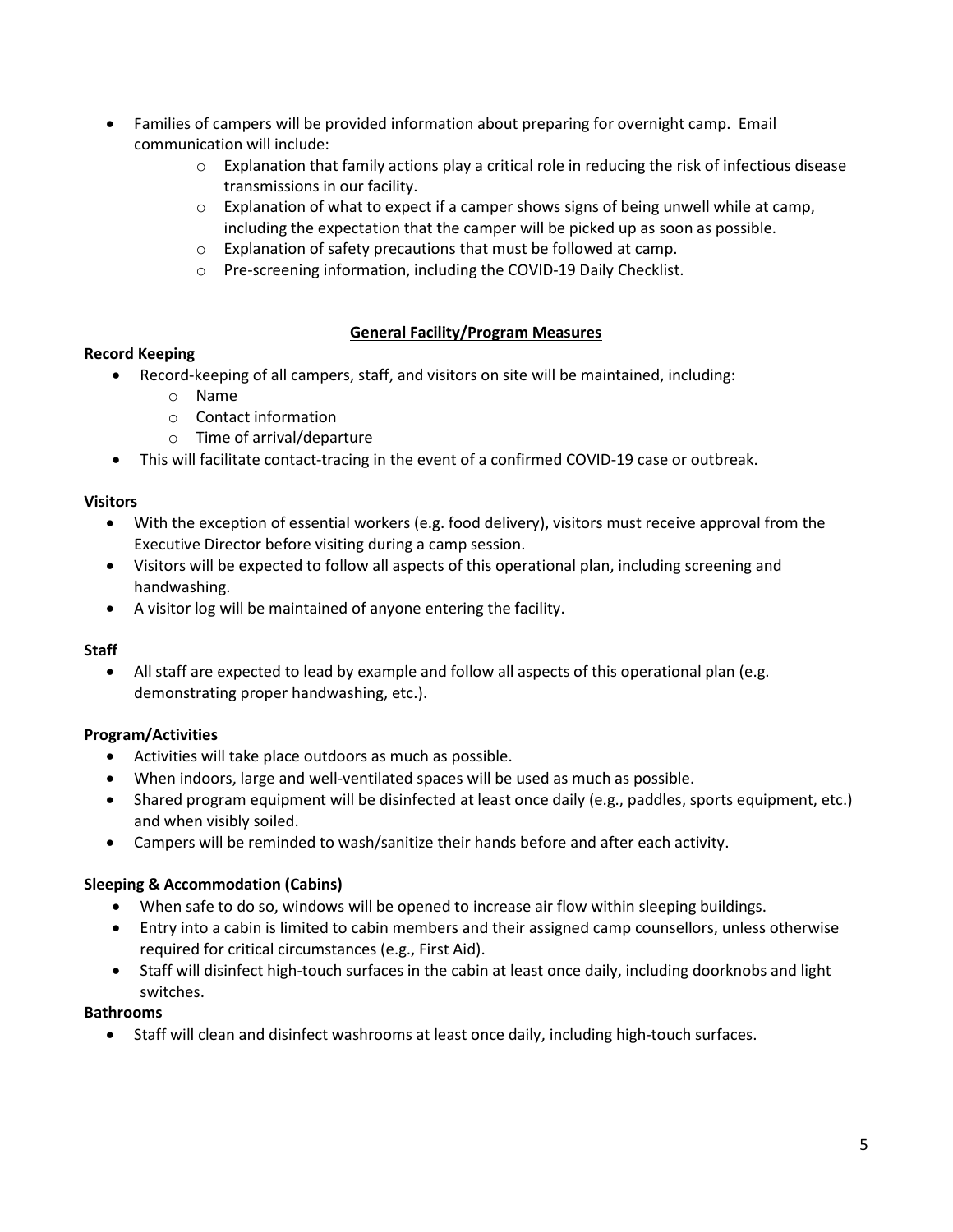- Families of campers will be provided information about preparing for overnight camp. Email communication will include:
  - Explanation that family actions play a critical role in reducing the risk of infectious disease transmissions in our facility.
  - Explanation of what to expect if a camper shows signs of being unwell while at camp, including the expectation that the camper will be picked up as soon as possible.
  - Explanation of safety precautions that must be followed at camp.
  - Pre-screening information, including the COVID-19 Daily Checklist.

## General Facility/Program Measures

**Record Keeping**

- Record-keeping of all campers, staff, and visitors on site will be maintained, including:
  - Name
  - Contact information
  - Time of arrival/departure
- This will facilitate contact-tracing in the event of a confirmed COVID-19 case or outbreak.

**Visitors**

- With the exception of essential workers (e.g. food delivery), visitors must receive approval from the Executive Director before visiting during a camp session.
- Visitors will be expected to follow all aspects of this operational plan, including screening and handwashing.
- A visitor log will be maintained of anyone entering the facility.

**Staff**

- All staff are expected to lead by example and follow all aspects of this operational plan (e.g. demonstrating proper handwashing, etc.).

**Program/Activities**

- Activities will take place outdoors as much as possible.
- When indoors, large and well-ventilated spaces will be used as much as possible.
- Shared program equipment will be disinfected at least once daily (e.g., paddles, sports equipment, etc.) and when visibly soiled.
- Campers will be reminded to wash/sanitize their hands before and after each activity.

**Sleeping & Accommodation (Cabins)**

- When safe to do so, windows will be opened to increase air flow within sleeping buildings.
- Entry into a cabin is limited to cabin members and their assigned camp counsellors, unless otherwise required for critical circumstances (e.g., First Aid).
- Staff will disinfect high-touch surfaces in the cabin at least once daily, including doorknobs and light switches.

**Bathrooms**

- Staff will clean and disinfect washrooms at least once daily, including high-touch surfaces.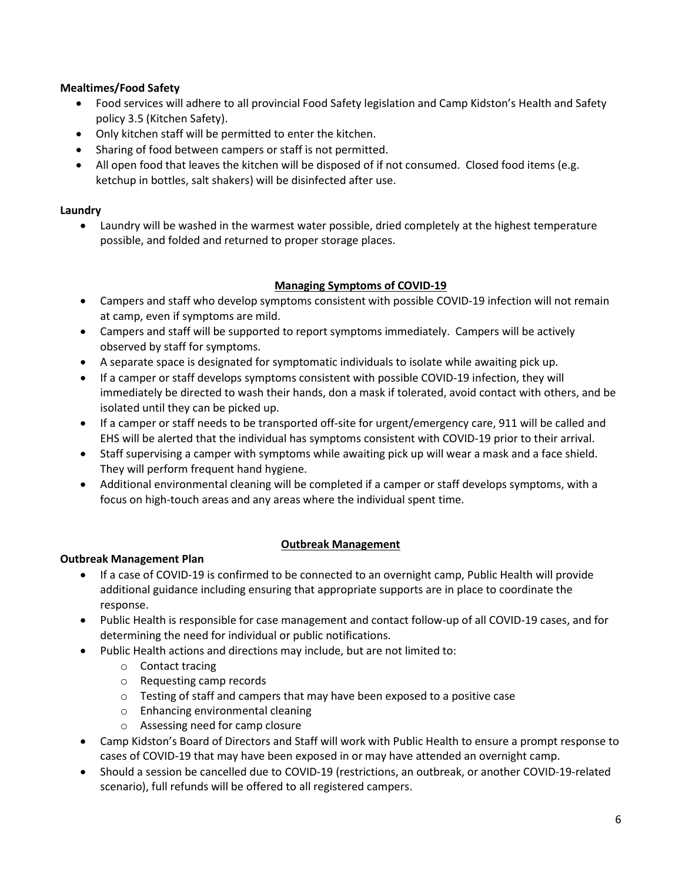**Mealtimes/Food Safety**

- Food services will adhere to all provincial Food Safety legislation and Camp Kidston's Health and Safety policy 3.5 (Kitchen Safety).
- Only kitchen staff will be permitted to enter the kitchen.
- Sharing of food between campers or staff is not permitted.
- All open food that leaves the kitchen will be disposed of if not consumed. Closed food items (e.g. ketchup in bottles, salt shakers) will be disinfected after use.

**Laundry**

- Laundry will be washed in the warmest water possible, dried completely at the highest temperature possible, and folded and returned to proper storage places.

## Managing Symptoms of COVID-19

- Campers and staff who develop symptoms consistent with possible COVID-19 infection will not remain at camp, even if symptoms are mild.
- Campers and staff will be supported to report symptoms immediately. Campers will be actively observed by staff for symptoms.
- A separate space is designated for symptomatic individuals to isolate while awaiting pick up.
- If a camper or staff develops symptoms consistent with possible COVID-19 infection, they will immediately be directed to wash their hands, don a mask if tolerated, avoid contact with others, and be isolated until they can be picked up.
- If a camper or staff needs to be transported off-site for urgent/emergency care, 911 will be called and EHS will be alerted that the individual has symptoms consistent with COVID-19 prior to their arrival.
- Staff supervising a camper with symptoms while awaiting pick up will wear a mask and a face shield. They will perform frequent hand hygiene.
- Additional environmental cleaning will be completed if a camper or staff develops symptoms, with a focus on high-touch areas and any areas where the individual spent time.

## Outbreak Management

**Outbreak Management Plan**

- If a case of COVID-19 is confirmed to be connected to an overnight camp, Public Health will provide additional guidance including ensuring that appropriate supports are in place to coordinate the response.
- Public Health is responsible for case management and contact follow-up of all COVID-19 cases, and for determining the need for individual or public notifications.
- Public Health actions and directions may include, but are not limited to:
  - Contact tracing
  - Requesting camp records
  - Testing of staff and campers that may have been exposed to a positive case
  - Enhancing environmental cleaning
  - Assessing need for camp closure
- Camp Kidston's Board of Directors and Staff will work with Public Health to ensure a prompt response to cases of COVID-19 that may have been exposed in or may have attended an overnight camp.
- Should a session be cancelled due to COVID-19 (restrictions, an outbreak, or another COVID-19-related scenario), full refunds will be offered to all registered campers.